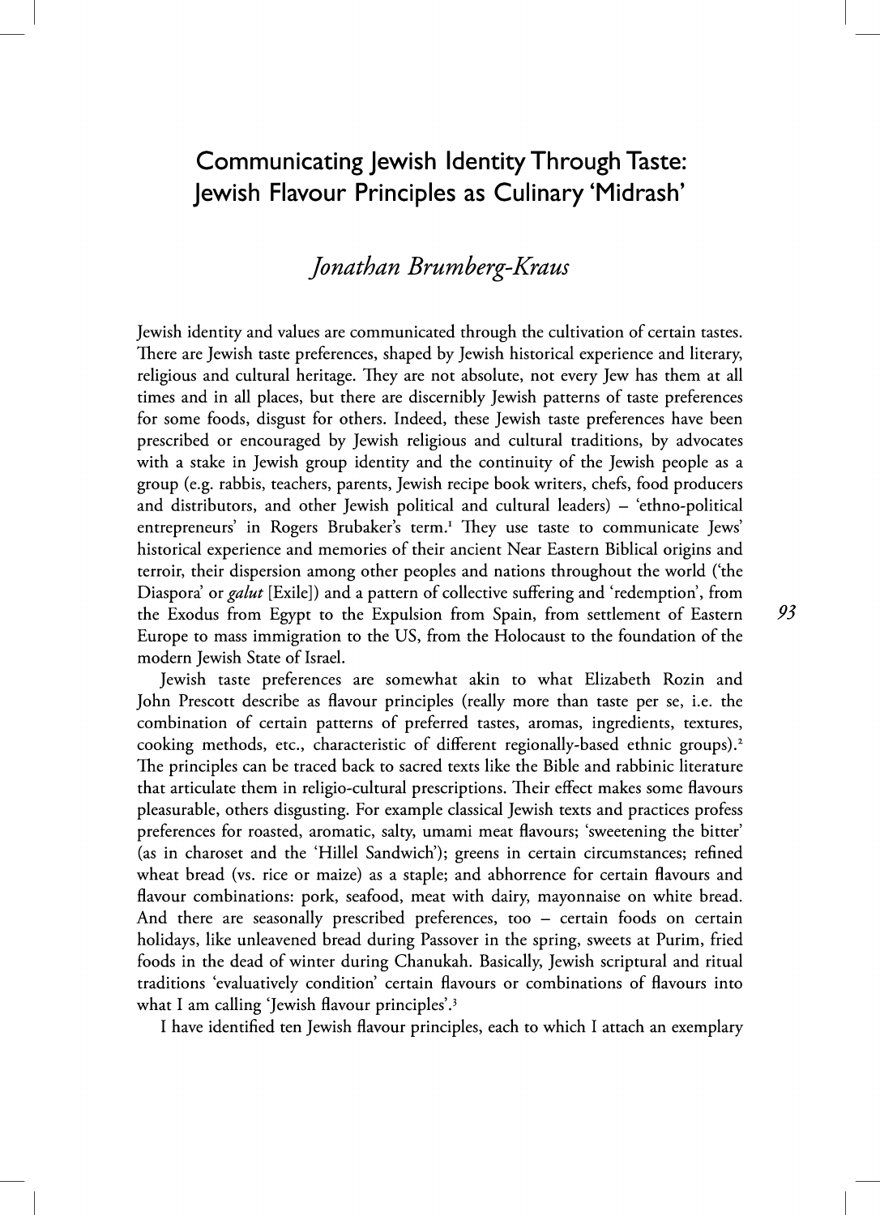# Communicating Jewish Identity Through Taste: Jewish Flavour Principles as Culinary 'Midrash'

*Jonathan Brumberg-Kraus*

Jewish identity and values are communicated through the cultivation of certain tastes. There are Jewish taste preferences, shaped by Jewish historical experience and literary, religious and cultural heritage. They are not absolute, not every Jew has them at all times and in all places, but there are discernibly Jewish patterns of taste preferences for some foods, disgust for others. Indeed, these Jewish taste preferences have been prescribed or encouraged by Jewish religious and cultural traditions, by advocates with a stake in Jewish group identity and the continuity of the Jewish people as a group (e.g. rabbis, teachers, parents, Jewish recipe book writers, chefs, food producers and distributors, and other Jewish political and cultural leaders) – 'ethno-political entrepreneurs' in Rogers Brubaker's term.[1] They use taste to communicate Jews' historical experience and memories of their ancient Near Eastern Biblical origins and terroir, their dispersion among other peoples and nations throughout the world ('the Diaspora' or *galut* [Exile]) and a pattern of collective suffering and 'redemption', from the Exodus from Egypt to the Expulsion from Spain, from settlement of Eastern Europe to mass immigration to the US, from the Holocaust to the foundation of the modern Jewish State of Israel.

Jewish taste preferences are somewhat akin to what Elizabeth Rozin and John Prescott describe as flavour principles (really more than taste per se, i.e. the combination of certain patterns of preferred tastes, aromas, ingredients, textures, cooking methods, etc., characteristic of different regionally-based ethnic groups).[2] The principles can be traced back to sacred texts like the Bible and rabbinic literature that articulate them in religio-cultural prescriptions. Their effect makes some flavours pleasurable, others disgusting. For example classical Jewish texts and practices profess preferences for roasted, aromatic, salty, umami meat flavours; 'sweetening the bitter' (as in charoset and the 'Hillel Sandwich'); greens in certain circumstances; refined wheat bread (vs. rice or maize) as a staple; and abhorrence for certain flavours and flavour combinations: pork, seafood, meat with dairy, mayonnaise on white bread. And there are seasonally prescribed preferences, too – certain foods on certain holidays, like unleavened bread during Passover in the spring, sweets at Purim, fried foods in the dead of winter during Chanukah. Basically, Jewish scriptural and ritual traditions 'evaluatively condition' certain flavours or combinations of flavours into what I am calling 'Jewish flavour principles'.[3]

I have identified ten Jewish flavour principles, each to which I attach an exemplary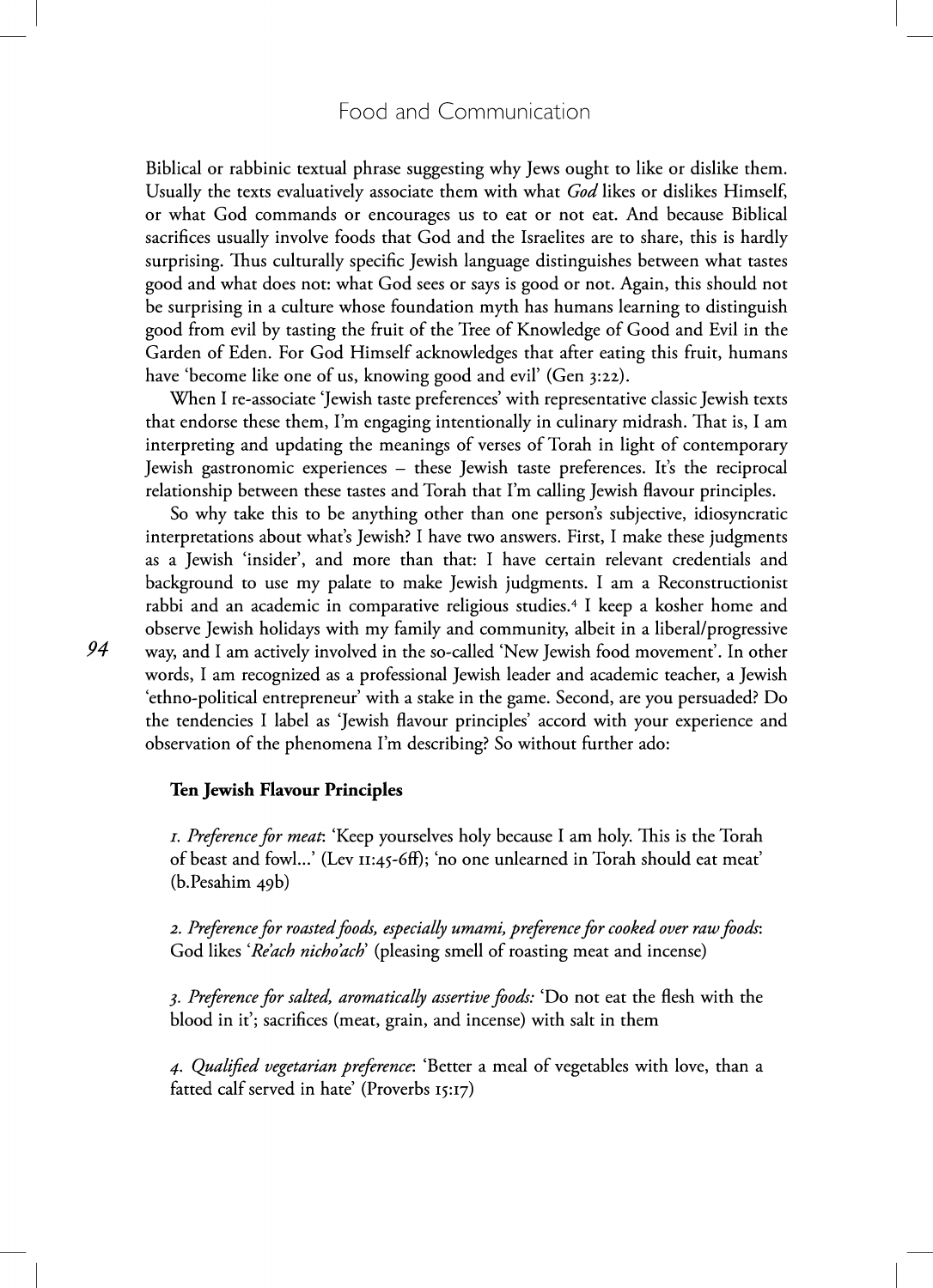Biblical or rabbinic textual phrase suggesting why Jews ought to like or dislike them. Usually the texts evaluatively associate them with what *God* likes or dislikes Himself, or what God commands or encourages us to eat or not eat. And because Biblical sacrifices usually involve foods that God and the Israelites are to share, this is hardly surprising. Thus culturally specific Jewish language distinguishes between what tastes good and what does not: what God sees or says is good or not. Again, this should not be surprising in a culture whose foundation myth has humans learning to distinguish good from evil by tasting the fruit of the Tree of Knowledge of Good and Evil in the Garden of Eden. For God Himself acknowledges that after eating this fruit, humans have 'become like one of us, knowing good and evil' (Gen 3:22).

When I re-associate 'Jewish taste preferences' with representative classic Jewish texts that endorse these them, I'm engaging intentionally in culinary midrash. That is, I am interpreting and updating the meanings of verses of Torah in light of contemporary Jewish gastronomic experiences – these Jewish taste preferences. It's the reciprocal relationship between these tastes and Torah that I'm calling Jewish flavour principles.

So why take this to be anything other than one person's subjective, idiosyncratic interpretations about what's Jewish? I have two answers. First, I make these judgments as a Jewish 'insider', and more than that: I have certain relevant credentials and background to use my palate to make Jewish judgments. I am a Reconstructionist rabbi and an academic in comparative religious studies.[4] I keep a kosher home and observe Jewish holidays with my family and community, albeit in a liberal/progressive way, and I am actively involved in the so-called 'New Jewish food movement'. In other words, I am recognized as a professional Jewish leader and academic teacher, a Jewish 'ethno-political entrepreneur' with a stake in the game. Second, are you persuaded? Do the tendencies I label as 'Jewish flavour principles' accord with your experience and observation of the phenomena I'm describing? So without further ado:

**Ten Jewish Flavour Principles**

*1. Preference for meat*: 'Keep yourselves holy because I am holy. This is the Torah of beast and fowl...' (Lev 11:45-6ff); 'no one unlearned in Torah should eat meat' (b.Pesahim 49b)

*2. Preference for roasted foods, especially umami, preference for cooked over raw foods*: God likes '*Re'ach nicho'ach*' (pleasing smell of roasting meat and incense)

*3. Preference for salted, aromatically assertive foods:* 'Do not eat the flesh with the blood in it'; sacrifices (meat, grain, and incense) with salt in them

*4. Qualified vegetarian preference*: 'Better a meal of vegetables with love, than a fatted calf served in hate' (Proverbs 15:17)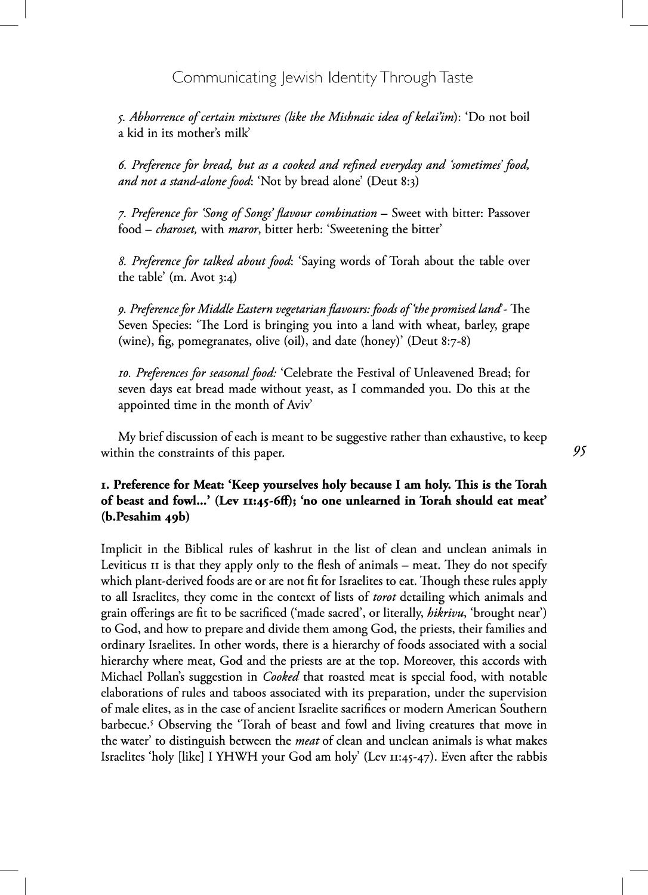*5. Abhorrence of certain mixtures (like the Mishnaic idea of kelai'im)*: 'Do not boil a kid in its mother's milk'

*6. Preference for bread, but as a cooked and refined everyday and 'sometimes' food, and not a stand-alone food*: 'Not by bread alone' (Deut 8:3)

*7. Preference for 'Song of Songs' flavour combination* – Sweet with bitter: Passover food – *charoset,* with *maror*, bitter herb: 'Sweetening the bitter'

*8. Preference for talked about food*: 'Saying words of Torah about the table over the table' (m. Avot 3:4)

*9. Preference for Middle Eastern vegetarian flavours: foods of 'the promised land'* - The Seven Species: 'The Lord is bringing you into a land with wheat, barley, grape (wine), fig, pomegranates, olive (oil), and date (honey)' (Deut 8:7-8)

*10. Preferences for seasonal food:* 'Celebrate the Festival of Unleavened Bread; for seven days eat bread made without yeast, as I commanded you. Do this at the appointed time in the month of Aviv'

My brief discussion of each is meant to be suggestive rather than exhaustive, to keep within the constraints of this paper.

### 1. Preference for Meat: 'Keep yourselves holy because I am holy. This is the Torah of beast and fowl...' (Lev 11:45-6ff); 'no one unlearned in Torah should eat meat' (b.Pesahim 49b)

Implicit in the Biblical rules of kashrut in the list of clean and unclean animals in Leviticus 11 is that they apply only to the flesh of animals – meat. They do not specify which plant-derived foods are or are not fit for Israelites to eat. Though these rules apply to all Israelites, they come in the context of lists of *torot* detailing which animals and grain offerings are fit to be sacrificed ('made sacred', or literally, *hikrivu*, 'brought near') to God, and how to prepare and divide them among God, the priests, their families and ordinary Israelites. In other words, there is a hierarchy of foods associated with a social hierarchy where meat, God and the priests are at the top. Moreover, this accords with Michael Pollan's suggestion in *Cooked* that roasted meat is special food, with notable elaborations of rules and taboos associated with its preparation, under the supervision of male elites, as in the case of ancient Israelite sacrifices or modern American Southern barbecue.[5] Observing the 'Torah of beast and fowl and living creatures that move in the water' to distinguish between the *meat* of clean and unclean animals is what makes Israelites 'holy [like] I YHWH your God am holy' (Lev 11:45-47). Even after the rabbis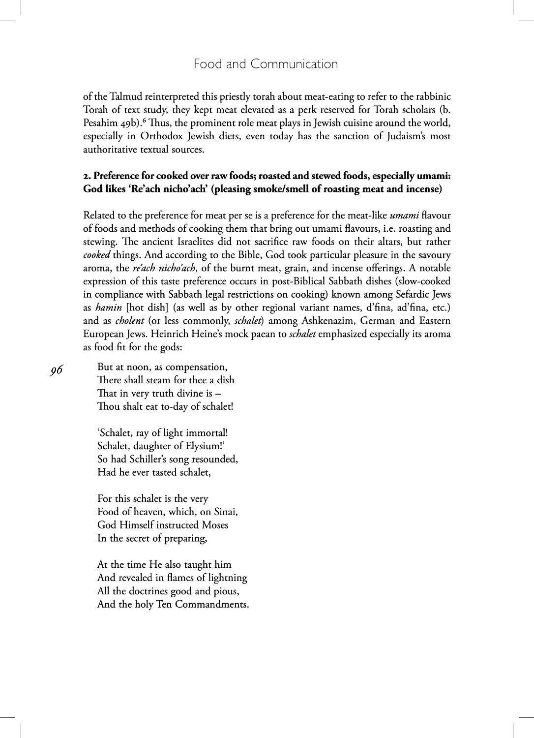of the Talmud reinterpreted this priestly torah about meat-eating to refer to the rabbinic Torah of text study, they kept meat elevated as a perk reserved for Torah scholars (b. Pesahim 49b).[6] Thus, the prominent role meat plays in Jewish cuisine around the world, especially in Orthodox Jewish diets, even today has the sanction of Judaism's most authoritative textual sources.

**2. Preference for cooked over raw foods; roasted and stewed foods, especially umami: God likes 'Re'ach nicho'ach' (pleasing smoke/smell of roasting meat and incense)**

Related to the preference for meat per se is a preference for the meat-like *umami* flavour of foods and methods of cooking them that bring out umami flavours, i.e. roasting and stewing. The ancient Israelites did not sacrifice raw foods on their altars, but rather *cooked* things. And according to the Bible, God took particular pleasure in the savoury aroma, the *re'ach nicho'ach*, of the burnt meat, grain, and incense offerings. A notable expression of this taste preference occurs in post-Biblical Sabbath dishes (slow-cooked in compliance with Sabbath legal restrictions on cooking) known among Sefardic Jews as *hamin* [hot dish] (as well as by other regional variant names, d'fina, ad'fina, etc.) and as *cholent* (or less commonly, *schalet*) among Ashkenazim, German and Eastern European Jews. Heinrich Heine's mock paean to *schalet* emphasized especially its aroma as food fit for the gods:

> But at noon, as compensation,
> There shall steam for thee a dish
> That in very truth divine is –
> Thou shalt eat to-day of schalet!
>
> 'Schalet, ray of light immortal!
> Schalet, daughter of Elysium!'
> So had Schiller's song resounded,
> Had he ever tasted schalet,
>
> For this schalet is the very
> Food of heaven, which, on Sinai,
> God Himself instructed Moses
> In the secret of preparing,
>
> At the time He also taught him
> And revealed in flames of lightning
> All the doctrines good and pious,
> And the holy Ten Commandments.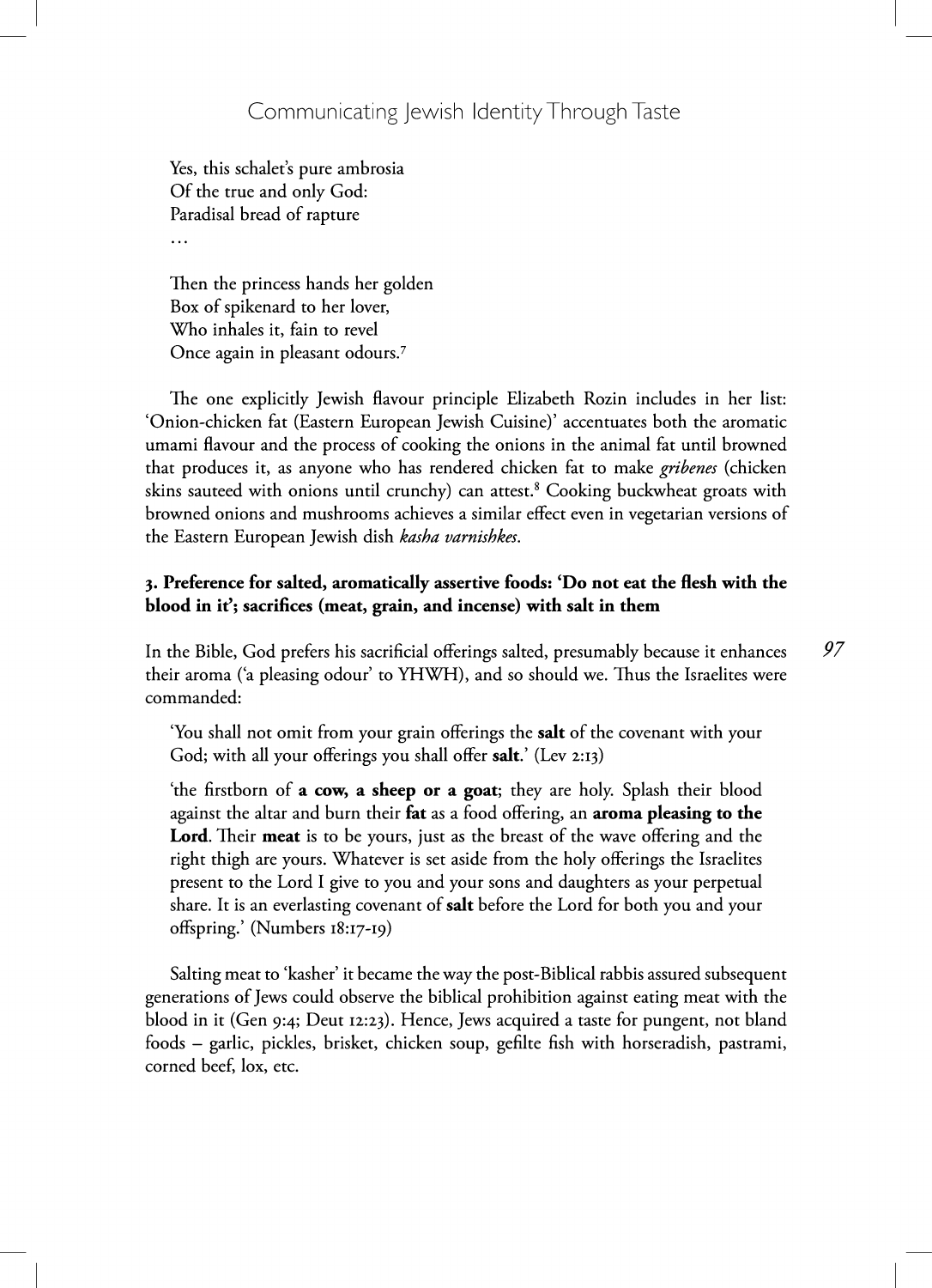Yes, this schalet's pure ambrosia  
Of the true and only God:  
Paradisal bread of rapture  
…

Then the princess hands her golden  
Box of spikenard to her lover,  
Who inhales it, fain to revel  
Once again in pleasant odours.[7]

The one explicitly Jewish flavour principle Elizabeth Rozin includes in her list: 'Onion-chicken fat (Eastern European Jewish Cuisine)' accentuates both the aromatic umami flavour and the process of cooking the onions in the animal fat until browned that produces it, as anyone who has rendered chicken fat to make *gribenes* (chicken skins sauteed with onions until crunchy) can attest.[8] Cooking buckwheat groats with browned onions and mushrooms achieves a similar effect even in vegetarian versions of the Eastern European Jewish dish *kasha varnishkes*.

### 3. Preference for salted, aromatically assertive foods: 'Do not eat the flesh with the blood in it'; sacrifices (meat, grain, and incense) with salt in them

In the Bible, God prefers his sacrificial offerings salted, presumably because it enhances their aroma ('a pleasing odour' to YHWH), and so should we. Thus the Israelites were commanded:

> 'You shall not omit from your grain offerings the **salt** of the covenant with your God; with all your offerings you shall offer **salt**.' (Lev 2:13)

> 'the firstborn of **a cow, a sheep or a goat**; they are holy. Splash their blood against the altar and burn their **fat** as a food offering, an **aroma pleasing to the Lord**. Their **meat** is to be yours, just as the breast of the wave offering and the right thigh are yours. Whatever is set aside from the holy offerings the Israelites present to the Lord I give to you and your sons and daughters as your perpetual share. It is an everlasting covenant of **salt** before the Lord for both you and your offspring.' (Numbers 18:17-19)

Salting meat to 'kasher' it became the way the post-Biblical rabbis assured subsequent generations of Jews could observe the biblical prohibition against eating meat with the blood in it (Gen 9:4; Deut 12:23). Hence, Jews acquired a taste for pungent, not bland foods – garlic, pickles, brisket, chicken soup, gefilte fish with horseradish, pastrami, corned beef, lox, etc.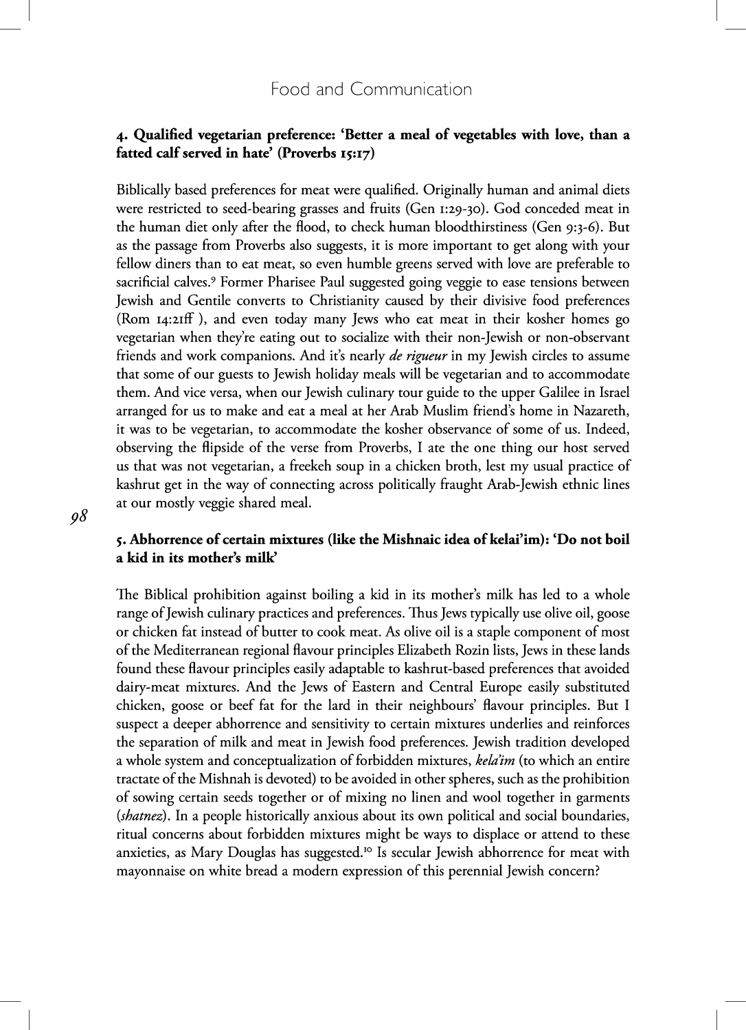**4. Qualified vegetarian preference: 'Better a meal of vegetables with love, than a fatted calf served in hate' (Proverbs 15:17)**

Biblically based preferences for meat were qualified. Originally human and animal diets were restricted to seed-bearing grasses and fruits (Gen 1:29-30). God conceded meat in the human diet only after the flood, to check human bloodthirstiness (Gen 9:3-6). But as the passage from Proverbs also suggests, it is more important to get along with your fellow diners than to eat meat, so even humble greens served with love are preferable to sacrificial calves.[9] Former Pharisee Paul suggested going veggie to ease tensions between Jewish and Gentile converts to Christianity caused by their divisive food preferences (Rom 14:21ff ), and even today many Jews who eat meat in their kosher homes go vegetarian when they're eating out to socialize with their non-Jewish or non-observant friends and work companions. And it's nearly *de rigueur* in my Jewish circles to assume that some of our guests to Jewish holiday meals will be vegetarian and to accommodate them. And vice versa, when our Jewish culinary tour guide to the upper Galilee in Israel arranged for us to make and eat a meal at her Arab Muslim friend's home in Nazareth, it was to be vegetarian, to accommodate the kosher observance of some of us. Indeed, observing the flipside of the verse from Proverbs, I ate the one thing our host served us that was not vegetarian, a freekeh soup in a chicken broth, lest my usual practice of kashrut get in the way of connecting across politically fraught Arab-Jewish ethnic lines at our mostly veggie shared meal.

**5. Abhorrence of certain mixtures (like the Mishnaic idea of kelai'im): 'Do not boil a kid in its mother's milk'**

The Biblical prohibition against boiling a kid in its mother's milk has led to a whole range of Jewish culinary practices and preferences. Thus Jews typically use olive oil, goose or chicken fat instead of butter to cook meat. As olive oil is a staple component of most of the Mediterranean regional flavour principles Elizabeth Rozin lists, Jews in these lands found these flavour principles easily adaptable to kashrut-based preferences that avoided dairy-meat mixtures. And the Jews of Eastern and Central Europe easily substituted chicken, goose or beef fat for the lard in their neighbours' flavour principles. But I suspect a deeper abhorrence and sensitivity to certain mixtures underlies and reinforces the separation of milk and meat in Jewish food preferences. Jewish tradition developed a whole system and conceptualization of forbidden mixtures, *kela'im* (to which an entire tractate of the Mishnah is devoted) to be avoided in other spheres, such as the prohibition of sowing certain seeds together or of mixing no linen and wool together in garments (*shatnez*). In a people historically anxious about its own political and social boundaries, ritual concerns about forbidden mixtures might be ways to displace or attend to these anxieties, as Mary Douglas has suggested.[10] Is secular Jewish abhorrence for meat with mayonnaise on white bread a modern expression of this perennial Jewish concern?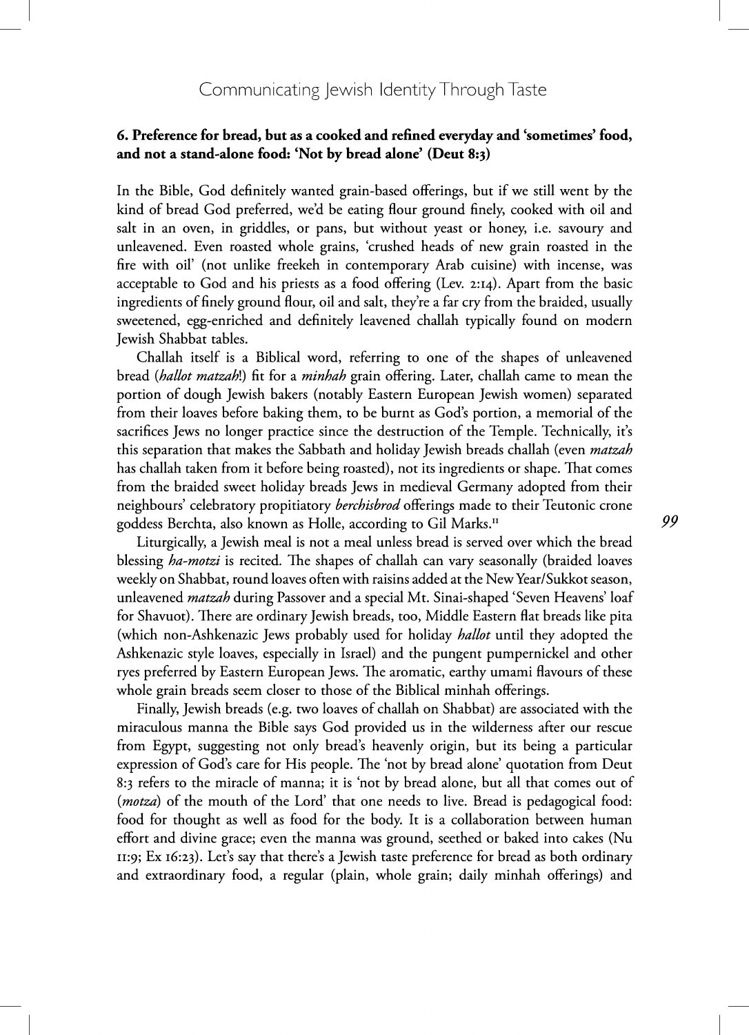### 6. Preference for bread, but as a cooked and refined everyday and 'sometimes' food, and not a stand-alone food: 'Not by bread alone' (Deut 8:3)

In the Bible, God definitely wanted grain-based offerings, but if we still went by the kind of bread God preferred, we'd be eating flour ground finely, cooked with oil and salt in an oven, in griddles, or pans, but without yeast or honey, i.e. savoury and unleavened. Even roasted whole grains, 'crushed heads of new grain roasted in the fire with oil' (not unlike freekeh in contemporary Arab cuisine) with incense, was acceptable to God and his priests as a food offering (Lev. 2:14). Apart from the basic ingredients of finely ground flour, oil and salt, they're a far cry from the braided, usually sweetened, egg-enriched and definitely leavened challah typically found on modern Jewish Shabbat tables.

Challah itself is a Biblical word, referring to one of the shapes of unleavened bread (*hallot matzah*!) fit for a *minhah* grain offering. Later, challah came to mean the portion of dough Jewish bakers (notably Eastern European Jewish women) separated from their loaves before baking them, to be burnt as God's portion, a memorial of the sacrifices Jews no longer practice since the destruction of the Temple. Technically, it's this separation that makes the Sabbath and holiday Jewish breads challah (even *matzah* has challah taken from it before being roasted), not its ingredients or shape. That comes from the braided sweet holiday breads Jews in medieval Germany adopted from their neighbours' celebratory propitiatory *berchisbrod* offerings made to their Teutonic crone goddess Berchta, also known as Holle, according to Gil Marks.[11]

Liturgically, a Jewish meal is not a meal unless bread is served over which the bread blessing *ha-motzi* is recited. The shapes of challah can vary seasonally (braided loaves weekly on Shabbat, round loaves often with raisins added at the New Year/Sukkot season, unleavened *matzah* during Passover and a special Mt. Sinai-shaped 'Seven Heavens' loaf for Shavuot). There are ordinary Jewish breads, too, Middle Eastern flat breads like pita (which non-Ashkenazic Jews probably used for holiday *hallot* until they adopted the Ashkenazic style loaves, especially in Israel) and the pungent pumpernickel and other ryes preferred by Eastern European Jews. The aromatic, earthy umami flavours of these whole grain breads seem closer to those of the Biblical minhah offerings.

Finally, Jewish breads (e.g. two loaves of challah on Shabbat) are associated with the miraculous manna the Bible says God provided us in the wilderness after our rescue from Egypt, suggesting not only bread's heavenly origin, but its being a particular expression of God's care for His people. The 'not by bread alone' quotation from Deut 8:3 refers to the miracle of manna; it is 'not by bread alone, but all that comes out of (*motza*) of the mouth of the Lord' that one needs to live. Bread is pedagogical food: food for thought as well as food for the body. It is a collaboration between human effort and divine grace; even the manna was ground, seethed or baked into cakes (Nu 11:9; Ex 16:23). Let's say that there's a Jewish taste preference for bread as both ordinary and extraordinary food, a regular (plain, whole grain; daily minhah offerings) and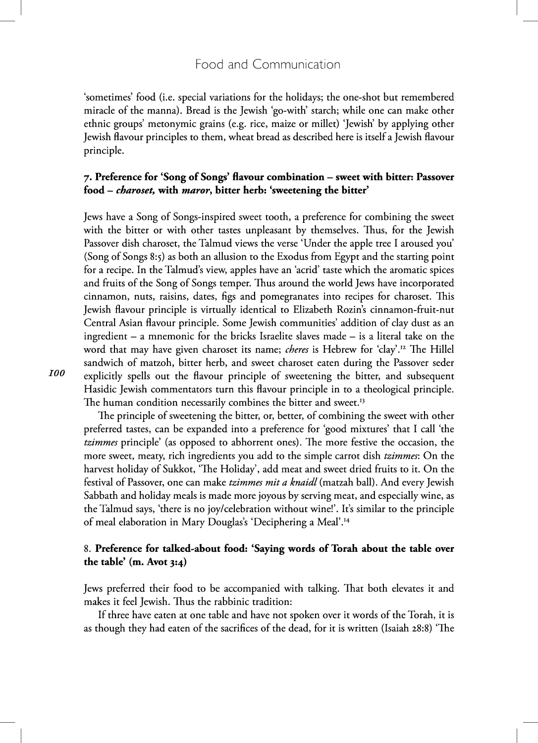'sometimes' food (i.e. special variations for the holidays; the one-shot but remembered miracle of the manna). Bread is the Jewish 'go-with' starch; while one can make other ethnic groups' metonymic grains (e.g. rice, maize or millet) 'Jewish' by applying other Jewish flavour principles to them, wheat bread as described here is itself a Jewish flavour principle.

### 7. Preference for 'Song of Songs' flavour combination – sweet with bitter: Passover food – *charoset,* with *maror*, bitter herb: 'sweetening the bitter'

Jews have a Song of Songs-inspired sweet tooth, a preference for combining the sweet with the bitter or with other tastes unpleasant by themselves. Thus, for the Jewish Passover dish charoset, the Talmud views the verse 'Under the apple tree I aroused you' (Song of Songs 8:5) as both an allusion to the Exodus from Egypt and the starting point for a recipe. In the Talmud's view, apples have an 'acrid' taste which the aromatic spices and fruits of the Song of Songs temper. Thus around the world Jews have incorporated cinnamon, nuts, raisins, dates, figs and pomegranates into recipes for charoset. This Jewish flavour principle is virtually identical to Elizabeth Rozin's cinnamon-fruit-nut Central Asian flavour principle. Some Jewish communities' addition of clay dust as an ingredient – a mnemonic for the bricks Israelite slaves made – is a literal take on the word that may have given charoset its name; *cheres* is Hebrew for 'clay'.[12] The Hillel sandwich of matzoh, bitter herb, and sweet charoset eaten during the Passover seder explicitly spells out the flavour principle of sweetening the bitter, and subsequent Hasidic Jewish commentators turn this flavour principle in to a theological principle. The human condition necessarily combines the bitter and sweet.[13]

The principle of sweetening the bitter, or, better, of combining the sweet with other preferred tastes, can be expanded into a preference for 'good mixtures' that I call 'the *tzimmes* principle' (as opposed to abhorrent ones). The more festive the occasion, the more sweet, meaty, rich ingredients you add to the simple carrot dish *tzimmes*: On the harvest holiday of Sukkot, 'The Holiday', add meat and sweet dried fruits to it. On the festival of Passover, one can make *tzimmes mit a knaidl* (matzah ball). And every Jewish Sabbath and holiday meals is made more joyous by serving meat, and especially wine, as the Talmud says, 'there is no joy/celebration without wine!'. It's similar to the principle of meal elaboration in Mary Douglas's 'Deciphering a Meal'.[14]

### 8. Preference for talked-about food: 'Saying words of Torah about the table over the table' (m. Avot 3:4)

Jews preferred their food to be accompanied with talking. That both elevates it and makes it feel Jewish. Thus the rabbinic tradition:

If three have eaten at one table and have not spoken over it words of the Torah, it is as though they had eaten of the sacrifices of the dead, for it is written (Isaiah 28:8) 'The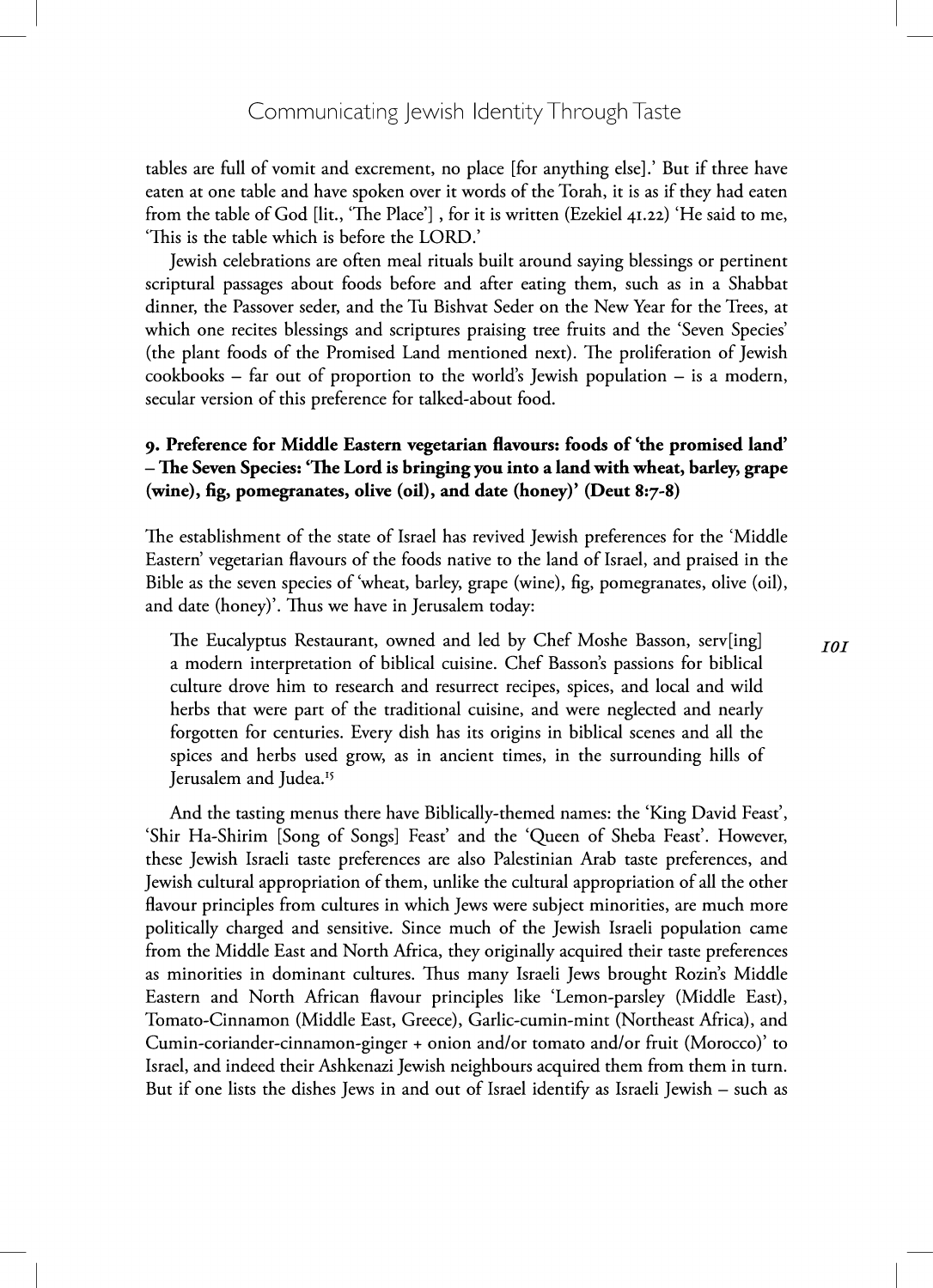tables are full of vomit and excrement, no place [for anything else].' But if three have eaten at one table and have spoken over it words of the Torah, it is as if they had eaten from the table of God [lit., 'The Place'] , for it is written (Ezekiel 41.22) 'He said to me, 'This is the table which is before the LORD.'

Jewish celebrations are often meal rituals built around saying blessings or pertinent scriptural passages about foods before and after eating them, such as in a Shabbat dinner, the Passover seder, and the Tu Bishvat Seder on the New Year for the Trees, at which one recites blessings and scriptures praising tree fruits and the 'Seven Species' (the plant foods of the Promised Land mentioned next). The proliferation of Jewish cookbooks – far out of proportion to the world's Jewish population – is a modern, secular version of this preference for talked-about food.

### 9. Preference for Middle Eastern vegetarian flavours: foods of 'the promised land' – The Seven Species: 'The Lord is bringing you into a land with wheat, barley, grape (wine), fig, pomegranates, olive (oil), and date (honey)' (Deut 8:7-8)

The establishment of the state of Israel has revived Jewish preferences for the 'Middle Eastern' vegetarian flavours of the foods native to the land of Israel, and praised in the Bible as the seven species of 'wheat, barley, grape (wine), fig, pomegranates, olive (oil), and date (honey)'. Thus we have in Jerusalem today:

> The Eucalyptus Restaurant, owned and led by Chef Moshe Basson, serv[ing] a modern interpretation of biblical cuisine. Chef Basson's passions for biblical culture drove him to research and resurrect recipes, spices, and local and wild herbs that were part of the traditional cuisine, and were neglected and nearly forgotten for centuries. Every dish has its origins in biblical scenes and all the spices and herbs used grow, as in ancient times, in the surrounding hills of Jerusalem and Judea.[15]

And the tasting menus there have Biblically-themed names: the 'King David Feast', 'Shir Ha-Shirim [Song of Songs] Feast' and the 'Queen of Sheba Feast'. However, these Jewish Israeli taste preferences are also Palestinian Arab taste preferences, and Jewish cultural appropriation of them, unlike the cultural appropriation of all the other flavour principles from cultures in which Jews were subject minorities, are much more politically charged and sensitive. Since much of the Jewish Israeli population came from the Middle East and North Africa, they originally acquired their taste preferences as minorities in dominant cultures. Thus many Israeli Jews brought Rozin's Middle Eastern and North African flavour principles like 'Lemon-parsley (Middle East), Tomato-Cinnamon (Middle East, Greece), Garlic-cumin-mint (Northeast Africa), and Cumin-coriander-cinnamon-ginger + onion and/or tomato and/or fruit (Morocco)' to Israel, and indeed their Ashkenazi Jewish neighbours acquired them from them in turn. But if one lists the dishes Jews in and out of Israel identify as Israeli Jewish – such as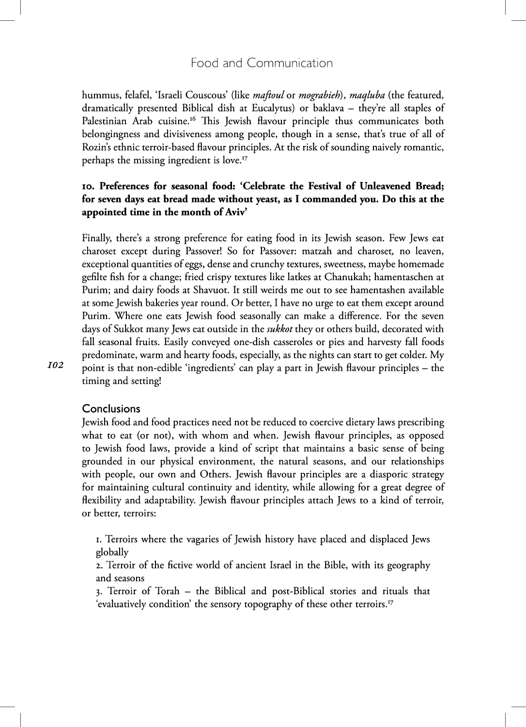hummus, felafel, 'Israeli Couscous' (like *maftoul* or *mograbieh*), *maqluba* (the featured, dramatically presented Biblical dish at Eucalytus) or baklava – they're all staples of Palestinian Arab cuisine.[16] This Jewish flavour principle thus communicates both belongingness and divisiveness among people, though in a sense, that's true of all of Rozin's ethnic terroir-based flavour principles. At the risk of sounding naively romantic, perhaps the missing ingredient is love.[17]

**10. Preferences for seasonal food: 'Celebrate the Festival of Unleavened Bread; for seven days eat bread made without yeast, as I commanded you. Do this at the appointed time in the month of Aviv'**

Finally, there's a strong preference for eating food in its Jewish season. Few Jews eat charoset except during Passover! So for Passover: matzah and charoset, no leaven, exceptional quantities of eggs, dense and crunchy textures, sweetness, maybe homemade gefilte fish for a change; fried crispy textures like latkes at Chanukah; hamentaschen at Purim; and dairy foods at Shavuot. It still weirds me out to see hamentashen available at some Jewish bakeries year round. Or better, I have no urge to eat them except around Purim. Where one eats Jewish food seasonally can make a difference. For the seven days of Sukkot many Jews eat outside in the *sukkot* they or others build, decorated with fall seasonal fruits. Easily conveyed one-dish casseroles or pies and harvesty fall foods predominate, warm and hearty foods, especially, as the nights can start to get colder. My point is that non-edible 'ingredients' can play a part in Jewish flavour principles – the timing and setting!

## Conclusions

Jewish food and food practices need not be reduced to coercive dietary laws prescribing what to eat (or not), with whom and when. Jewish flavour principles, as opposed to Jewish food laws, provide a kind of script that maintains a basic sense of being grounded in our physical environment, the natural seasons, and our relationships with people, our own and Others. Jewish flavour principles are a diasporic strategy for maintaining cultural continuity and identity, while allowing for a great degree of flexibility and adaptability. Jewish flavour principles attach Jews to a kind of terroir, or better, terroirs:

1. Terroirs where the vagaries of Jewish history have placed and displaced Jews globally
2. Terroir of the fictive world of ancient Israel in the Bible, with its geography and seasons
3. Terroir of Torah – the Biblical and post-Biblical stories and rituals that 'evaluatively condition' the sensory topography of these other terroirs.[17]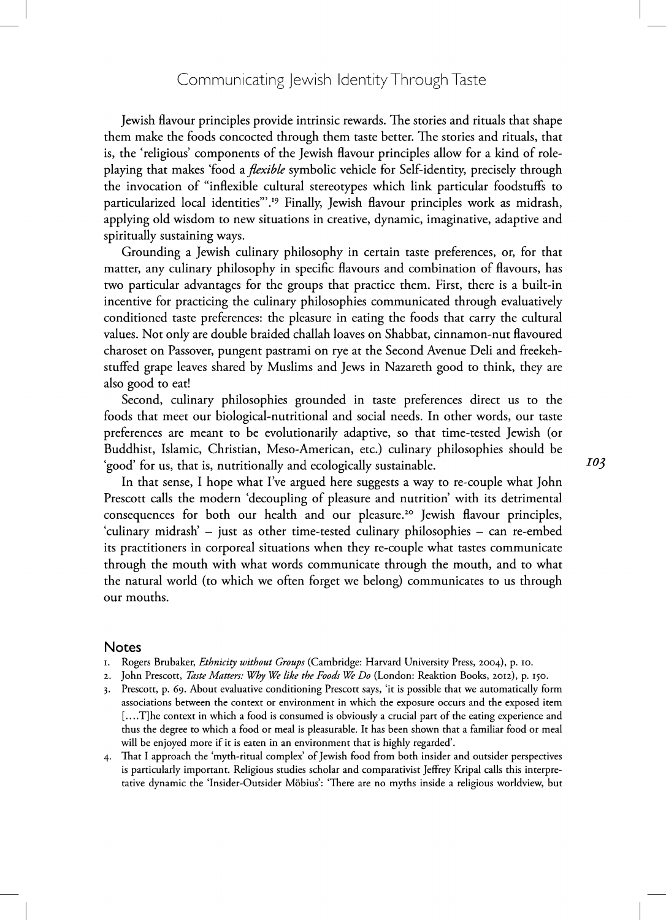Jewish flavour principles provide intrinsic rewards. The stories and rituals that shape them make the foods concocted through them taste better. The stories and rituals, that is, the 'religious' components of the Jewish flavour principles allow for a kind of role-playing that makes 'food a *flexible* symbolic vehicle for Self-identity, precisely through the invocation of "inflexible cultural stereotypes which link particular foodstuffs to particularized local identities"'.[19] Finally, Jewish flavour principles work as midrash, applying old wisdom to new situations in creative, dynamic, imaginative, adaptive and spiritually sustaining ways.

Grounding a Jewish culinary philosophy in certain taste preferences, or, for that matter, any culinary philosophy in specific flavours and combination of flavours, has two particular advantages for the groups that practice them. First, there is a built-in incentive for practicing the culinary philosophies communicated through evaluatively conditioned taste preferences: the pleasure in eating the foods that carry the cultural values. Not only are double braided challah loaves on Shabbat, cinnamon-nut flavoured charoset on Passover, pungent pastrami on rye at the Second Avenue Deli and freekeh-stuffed grape leaves shared by Muslims and Jews in Nazareth good to think, they are also good to eat!

Second, culinary philosophies grounded in taste preferences direct us to the foods that meet our biological-nutritional and social needs. In other words, our taste preferences are meant to be evolutionarily adaptive, so that time-tested Jewish (or Buddhist, Islamic, Christian, Meso-American, etc.) culinary philosophies should be 'good' for us, that is, nutritionally and ecologically sustainable.

In that sense, I hope what I've argued here suggests a way to re-couple what John Prescott calls the modern 'decoupling of pleasure and nutrition' with its detrimental consequences for both our health and our pleasure.[20] Jewish flavour principles, 'culinary midrash' – just as other time-tested culinary philosophies – can re-embed its practitioners in corporeal situations when they re-couple what tastes communicate through the mouth with what words communicate through the mouth, and to what the natural world (to which we often forget we belong) communicates to us through our mouths.

## Notes

1. Rogers Brubaker, *Ethnicity without Groups* (Cambridge: Harvard University Press, 2004), p. 10.
2. John Prescott, *Taste Matters: Why We like the Foods We Do* (London: Reaktion Books, 2012), p. 150.
3. Prescott, p. 69. About evaluative conditioning Prescott says, 'it is possible that we automatically form associations between the context or environment in which the exposure occurs and the exposed item [....T]he context in which a food is consumed is obviously a crucial part of the eating experience and thus the degree to which a food or meal is pleasurable. It has been shown that a familiar food or meal will be enjoyed more if it is eaten in an environment that is highly regarded'.
4. That I approach the 'myth-ritual complex' of Jewish food from both insider and outsider perspectives is particularly important. Religious studies scholar and comparativist Jeffrey Kripal calls this interpretative dynamic the 'Insider-Outsider Möbius': 'There are no myths inside a religious worldview, but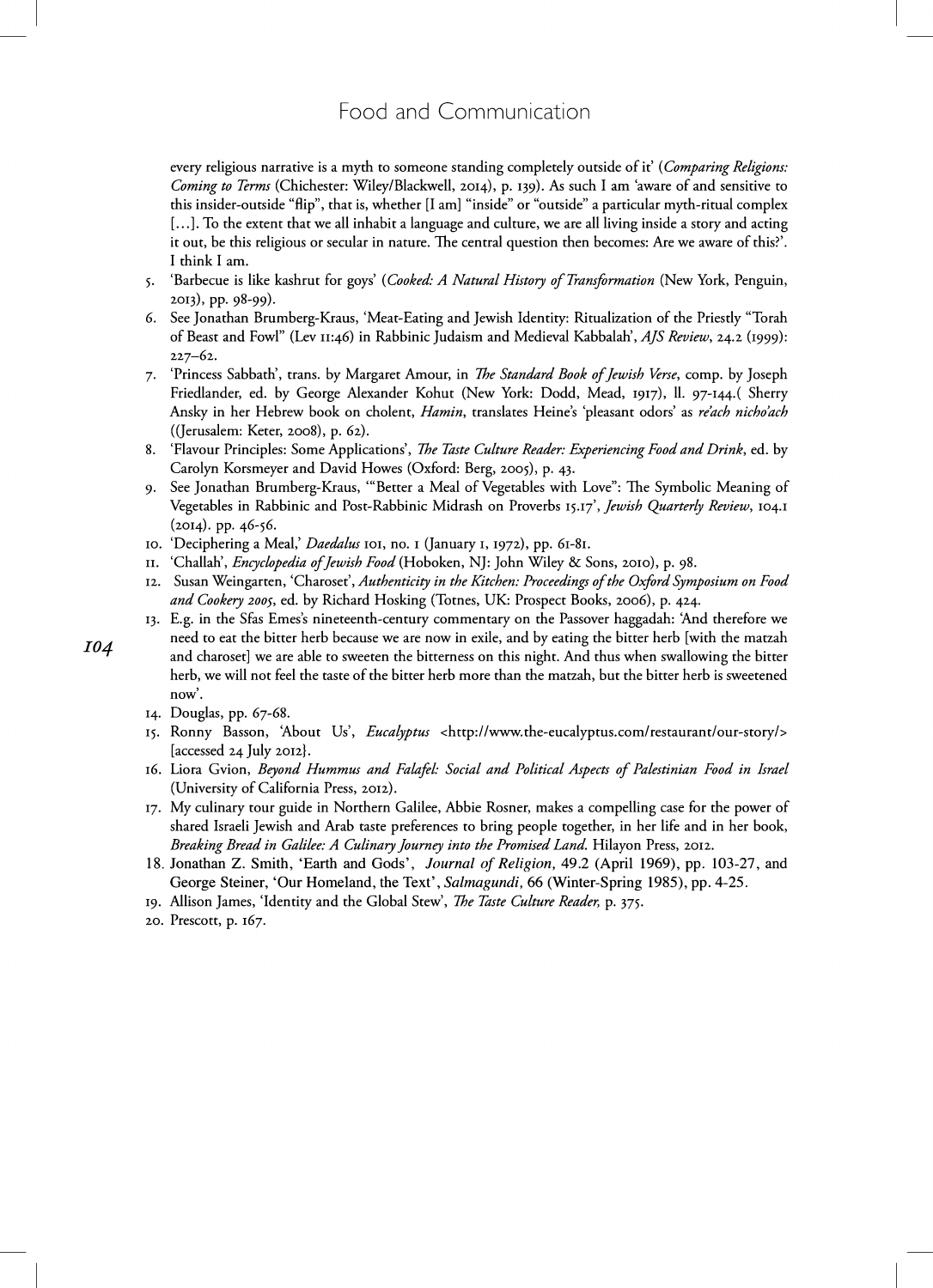every religious narrative is a myth to someone standing completely outside of it' (*Comparing Religions: Coming to Terms* (Chichester: Wiley/Blackwell, 2014), p. 139). As such I am 'aware of and sensitive to this insider-outside "flip", that is, whether [I am] "inside" or "outside" a particular myth-ritual complex [...]. To the extent that we all inhabit a language and culture, we are all living inside a story and acting it out, be this religious or secular in nature. The central question then becomes: Are we aware of this?'. I think I am.

5. 'Barbecue is like kashrut for goys' (*Cooked: A Natural History of Transformation* (New York, Penguin, 2013), pp. 98-99).
6. See Jonathan Brumberg-Kraus, 'Meat-Eating and Jewish Identity: Ritualization of the Priestly "Torah of Beast and Fowl" (Lev 11:46) in Rabbinic Judaism and Medieval Kabbalah', *AJS Review*, 24.2 (1999): 227–62.
7. 'Princess Sabbath', trans. by Margaret Amour, in *The Standard Book of Jewish Verse*, comp. by Joseph Friedlander, ed. by George Alexander Kohut (New York: Dodd, Mead, 1917), ll. 97-144.( Sherry Ansky in her Hebrew book on cholent, *Hamin*, translates Heine's 'pleasant odors' as *re'ach nicho'ach* ((Jerusalem: Keter, 2008), p. 62).
8. 'Flavour Principles: Some Applications', *The Taste Culture Reader: Experiencing Food and Drink*, ed. by Carolyn Korsmeyer and David Howes (Oxford: Berg, 2005), p. 43.
9. See Jonathan Brumberg-Kraus, '"Better a Meal of Vegetables with Love": The Symbolic Meaning of Vegetables in Rabbinic and Post-Rabbinic Midrash on Proverbs 15.17', *Jewish Quarterly Review*, 104.1 (2014). pp. 46-56.
10. 'Deciphering a Meal,' *Daedalus* 101, no. 1 (January 1, 1972), pp. 61-81.
11. 'Challah', *Encyclopedia of Jewish Food* (Hoboken, NJ: John Wiley & Sons, 2010), p. 98.
12. Susan Weingarten, 'Charoset', *Authenticity in the Kitchen: Proceedings of the Oxford Symposium on Food and Cookery 2005*, ed. by Richard Hosking (Totnes, UK: Prospect Books, 2006), p. 424.
13. E.g. in the Sfas Emes's nineteenth-century commentary on the Passover haggadah: 'And therefore we need to eat the bitter herb because we are now in exile, and by eating the bitter herb [with the matzah and charoset] we are able to sweeten the bitterness on this night. And thus when swallowing the bitter herb, we will not feel the taste of the bitter herb more than the matzah, but the bitter herb is sweetened now'.
14. Douglas, pp. 67-68.
15. Ronny Basson, 'About Us', *Eucalyptus* <http://www.the-eucalyptus.com/restaurant/our-story/> [accessed 24 July 2012}.
16. Liora Gvion, *Beyond Hummus and Falafel: Social and Political Aspects of Palestinian Food in Israel* (University of California Press, 2012).
17. My culinary tour guide in Northern Galilee, Abbie Rosner, makes a compelling case for the power of shared Israeli Jewish and Arab taste preferences to bring people together, in her life and in her book, *Breaking Bread in Galilee: A Culinary Journey into the Promised Land.* Hilayon Press, 2012.
18. Jonathan Z. Smith, 'Earth and Gods', *Journal of Religion,* 49.2 (April 1969), pp. 103-27, and George Steiner, 'Our Homeland, the Text', *Salmagundi,* 66 (Winter-Spring 1985), pp. 4-25.
19. Allison James, 'Identity and the Global Stew', *The Taste Culture Reader,* p. 375.
20. Prescott, p. 167.